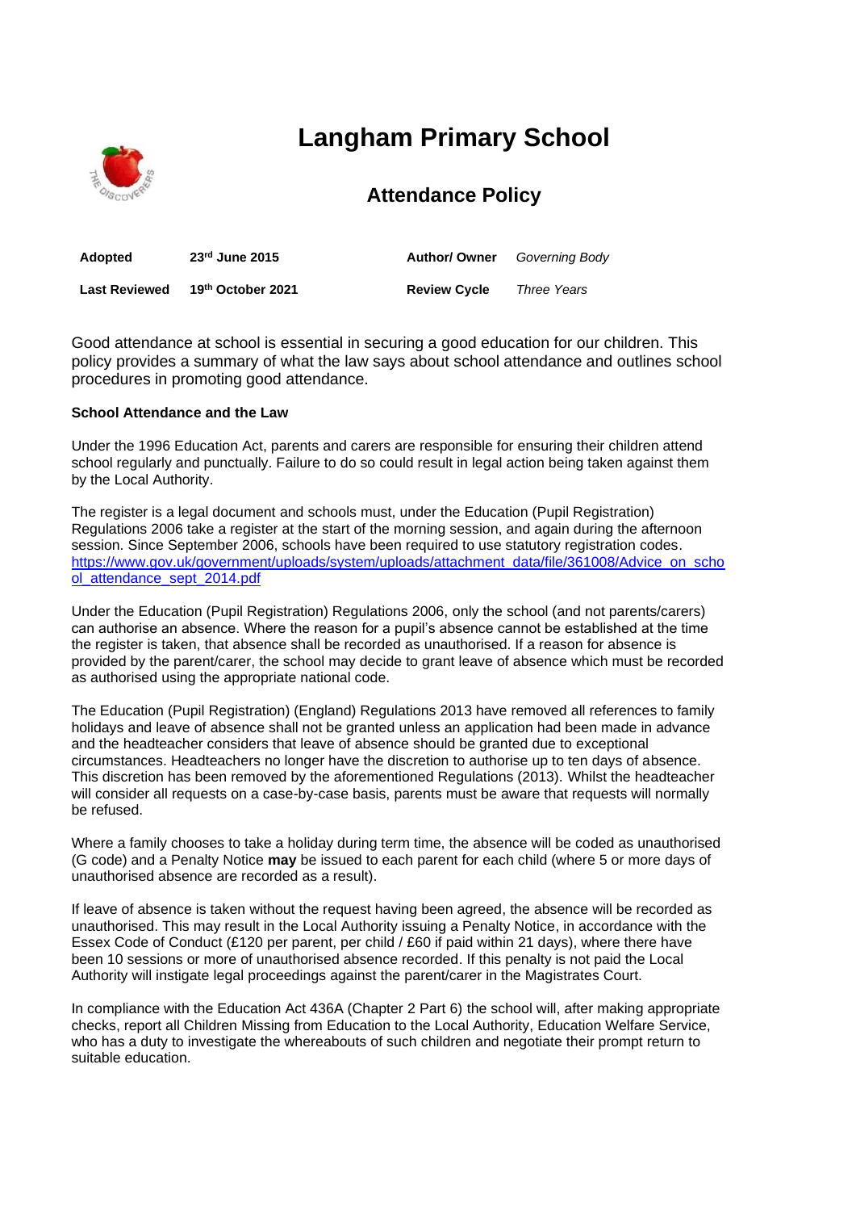# Langham Primary School

## Attendance Policy

| **Adopted** | **23rd June 2015** | **Author/ Owner** | *Governing Body* |
|---|---|---|---|
| **Last Reviewed** | **19th October 2021** | **Review Cycle** | *Three Years* |

Good attendance at school is essential in securing a good education for our children. This policy provides a summary of what the law says about school attendance and outlines school procedures in promoting good attendance.

**School Attendance and the Law**

Under the 1996 Education Act, parents and carers are responsible for ensuring their children attend school regularly and punctually. Failure to do so could result in legal action being taken against them by the Local Authority.

The register is a legal document and schools must, under the Education (Pupil Registration) Regulations 2006 take a register at the start of the morning session, and again during the afternoon session. Since September 2006, schools have been required to use statutory registration codes. https://www.gov.uk/government/uploads/system/uploads/attachment_data/file/361008/Advice_on_school_attendance_sept_2014.pdf

Under the Education (Pupil Registration) Regulations 2006, only the school (and not parents/carers) can authorise an absence. Where the reason for a pupil's absence cannot be established at the time the register is taken, that absence shall be recorded as unauthorised. If a reason for absence is provided by the parent/carer, the school may decide to grant leave of absence which must be recorded as authorised using the appropriate national code.

The Education (Pupil Registration) (England) Regulations 2013 have removed all references to family holidays and leave of absence shall not be granted unless an application had been made in advance and the headteacher considers that leave of absence should be granted due to exceptional circumstances. Headteachers no longer have the discretion to authorise up to ten days of absence. This discretion has been removed by the aforementioned Regulations (2013). Whilst the headteacher will consider all requests on a case-by-case basis, parents must be aware that requests will normally be refused.

Where a family chooses to take a holiday during term time, the absence will be coded as unauthorised (G code) and a Penalty Notice **may** be issued to each parent for each child (where 5 or more days of unauthorised absence are recorded as a result).

If leave of absence is taken without the request having been agreed, the absence will be recorded as unauthorised. This may result in the Local Authority issuing a Penalty Notice, in accordance with the Essex Code of Conduct (£120 per parent, per child / £60 if paid within 21 days), where there have been 10 sessions or more of unauthorised absence recorded. If this penalty is not paid the Local Authority will instigate legal proceedings against the parent/carer in the Magistrates Court.

In compliance with the Education Act 436A (Chapter 2 Part 6) the school will, after making appropriate checks, report all Children Missing from Education to the Local Authority, Education Welfare Service, who has a duty to investigate the whereabouts of such children and negotiate their prompt return to suitable education.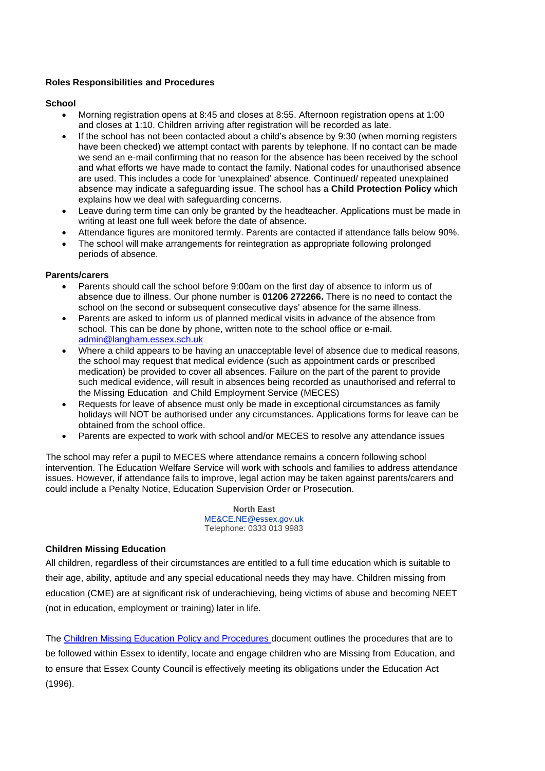**Roles Responsibilities and Procedures**

**School**

- Morning registration opens at 8:45 and closes at 8:55. Afternoon registration opens at 1:00 and closes at 1:10. Children arriving after registration will be recorded as late.
- If the school has not been contacted about a child's absence by 9:30 (when morning registers have been checked) we attempt contact with parents by telephone. If no contact can be made we send an e-mail confirming that no reason for the absence has been received by the school and what efforts we have made to contact the family. National codes for unauthorised absence are used. This includes a code for 'unexplained' absence. Continued/ repeated unexplained absence may indicate a safeguarding issue. The school has a **Child Protection Policy** which explains how we deal with safeguarding concerns.
- Leave during term time can only be granted by the headteacher. Applications must be made in writing at least one full week before the date of absence.
- Attendance figures are monitored termly. Parents are contacted if attendance falls below 90%.
- The school will make arrangements for reintegration as appropriate following prolonged periods of absence.

**Parents/carers**

- Parents should call the school before 9:00am on the first day of absence to inform us of absence due to illness. Our phone number is **01206 272266.** There is no need to contact the school on the second or subsequent consecutive days' absence for the same illness.
- Parents are asked to inform us of planned medical visits in advance of the absence from school. This can be done by phone, written note to the school office or e-mail. [admin@langham.essex.sch.uk](mailto:admin@langham.essex.sch.uk)
- Where a child appears to be having an unacceptable level of absence due to medical reasons, the school may request that medical evidence (such as appointment cards or prescribed medication) be provided to cover all absences. Failure on the part of the parent to provide such medical evidence, will result in absences being recorded as unauthorised and referral to the Missing Education and Child Employment Service (MECES)
- Requests for leave of absence must only be made in exceptional circumstances as family holidays will NOT be authorised under any circumstances. Applications forms for leave can be obtained from the school office.
- Parents are expected to work with school and/or MECES to resolve any attendance issues

The school may refer a pupil to MECES where attendance remains a concern following school intervention. The Education Welfare Service will work with schools and families to address attendance issues. However, if attendance fails to improve, legal action may be taken against parents/carers and could include a Penalty Notice, Education Supervision Order or Prosecution.

**North East**
ME&CE.NE@essex.gov.uk
Telephone: 0333 013 9983

**Children Missing Education**

All children, regardless of their circumstances are entitled to a full time education which is suitable to their age, ability, aptitude and any special educational needs they may have. Children missing from education (CME) are at significant risk of underachieving, being victims of abuse and becoming NEET (not in education, employment or training) later in life.

The Children Missing Education Policy and Procedures document outlines the procedures that are to be followed within Essex to identify, locate and engage children who are Missing from Education, and to ensure that Essex County Council is effectively meeting its obligations under the Education Act (1996).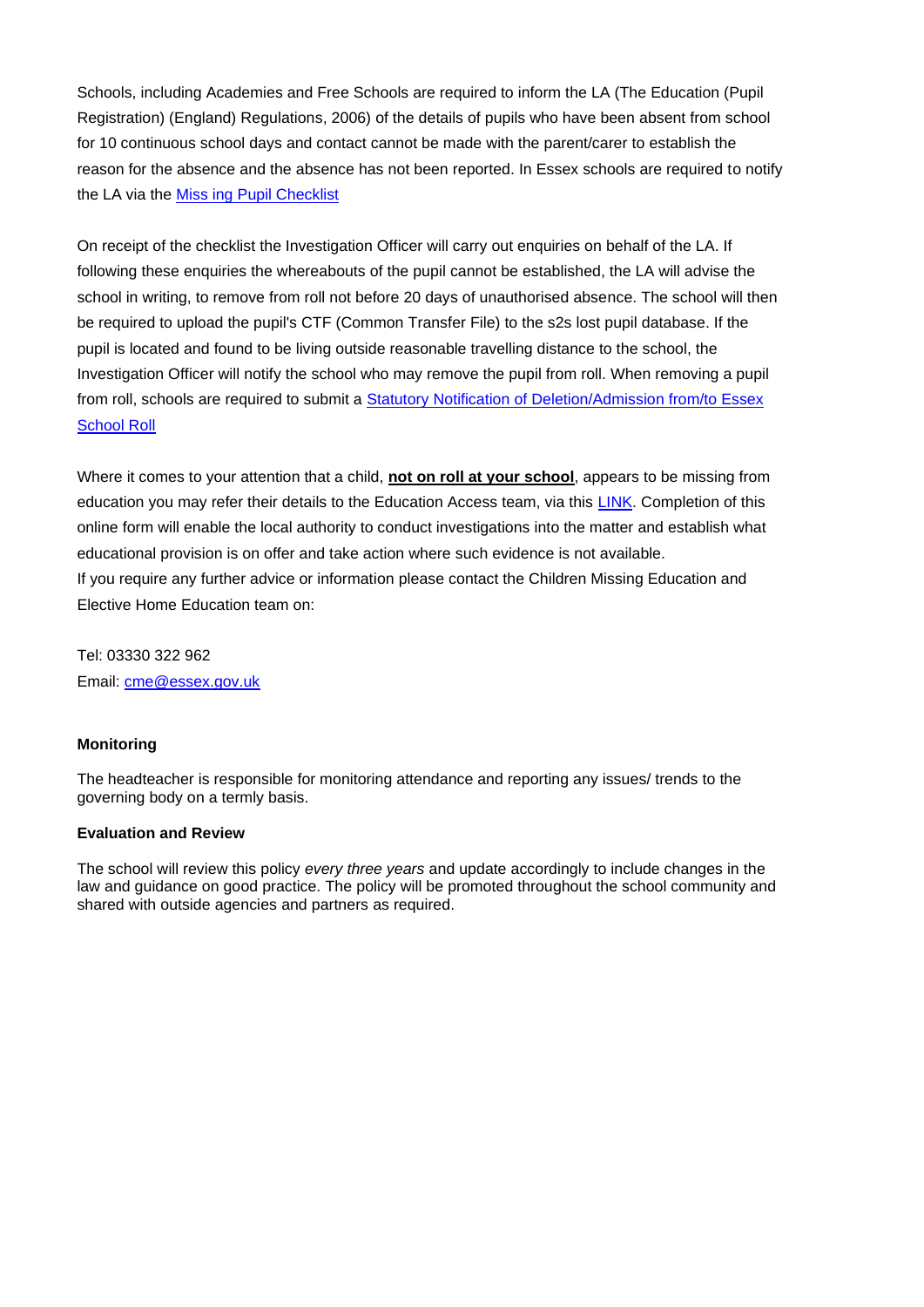Schools, including Academies and Free Schools are required to inform the LA (The Education (Pupil Registration) (England) Regulations, 2006) of the details of pupils who have been absent from school for 10 continuous school days and contact cannot be made with the parent/carer to establish the reason for the absence and the absence has not been reported. In Essex schools are required to notify the LA via the Miss ing Pupil Checklist

On receipt of the checklist the Investigation Officer will carry out enquiries on behalf of the LA. If following these enquiries the whereabouts of the pupil cannot be established, the LA will advise the school in writing, to remove from roll not before 20 days of unauthorised absence. The school will then be required to upload the pupil's CTF (Common Transfer File) to the s2s lost pupil database. If the pupil is located and found to be living outside reasonable travelling distance to the school, the Investigation Officer will notify the school who may remove the pupil from roll. When removing a pupil from roll, schools are required to submit a Statutory Notification of Deletion/Admission from/to Essex School Roll

Where it comes to your attention that a child, **not on roll at your school**, appears to be missing from education you may refer their details to the Education Access team, via this LINK. Completion of this online form will enable the local authority to conduct investigations into the matter and establish what educational provision is on offer and take action where such evidence is not available.
If you require any further advice or information please contact the Children Missing Education and Elective Home Education team on:

Tel: 03330 322 962
Email: cme@essex.gov.uk

**Monitoring**

The headteacher is responsible for monitoring attendance and reporting any issues/ trends to the governing body on a termly basis.

**Evaluation and Review**

The school will review this policy *every three years* and update accordingly to include changes in the law and guidance on good practice. The policy will be promoted throughout the school community and shared with outside agencies and partners as required.